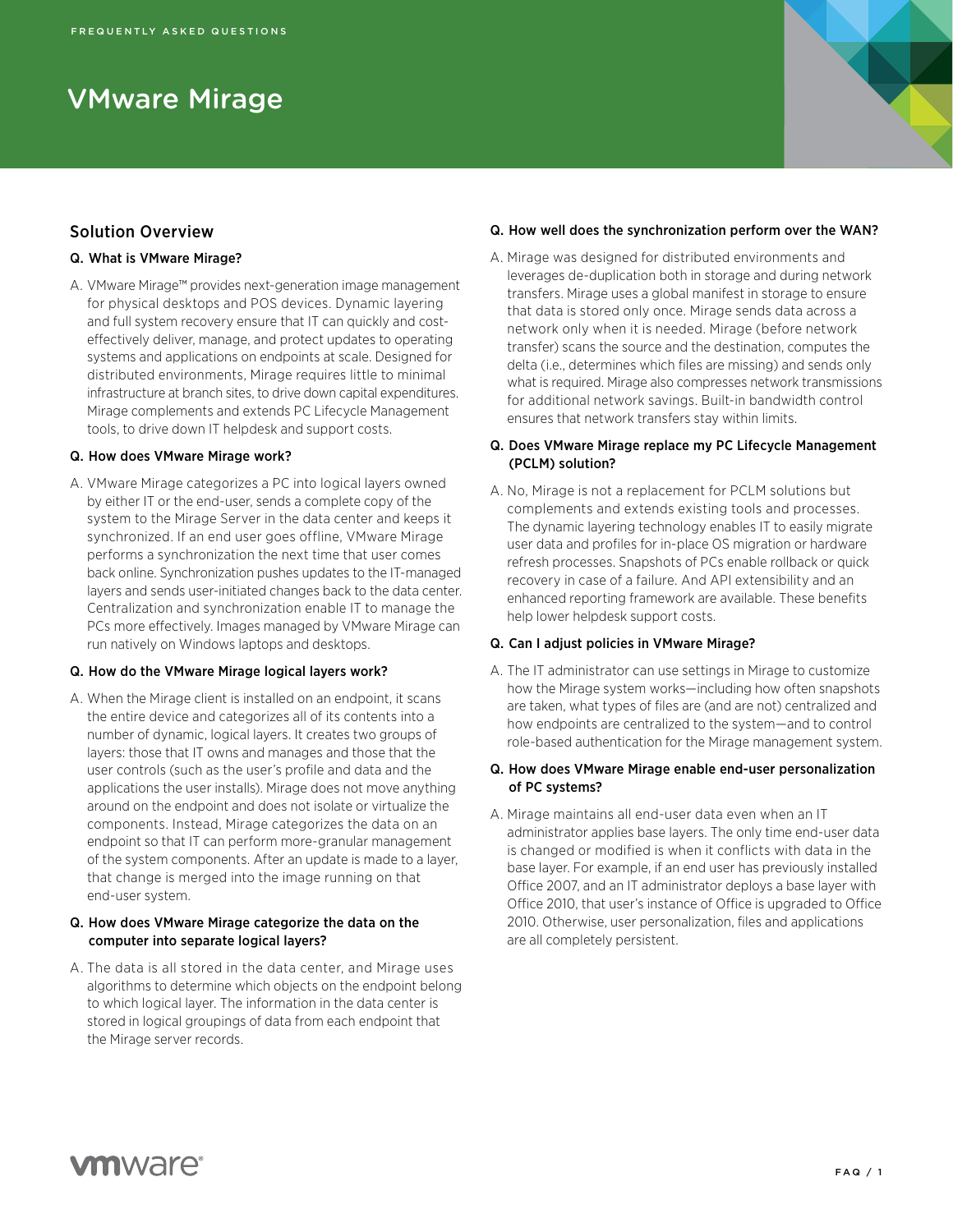FREQUENTLY ASKED QUESTIONS

# VMware Mirage

## Solution Overview

**Q. What is VMware Mirage?**

A. VMware Mirage™ provides next-generation image management for physical desktops and POS devices. Dynamic layering and full system recovery ensure that IT can quickly and cost-effectively deliver, manage, and protect updates to operating systems and applications on endpoints at scale. Designed for distributed environments, Mirage requires little to minimal infrastructure at branch sites, to drive down capital expenditures. Mirage complements and extends PC Lifecycle Management tools, to drive down IT helpdesk and support costs.

**Q. How does VMware Mirage work?**

A. VMware Mirage categorizes a PC into logical layers owned by either IT or the end-user, sends a complete copy of the system to the Mirage Server in the data center and keeps it synchronized. If an end user goes offline, VMware Mirage performs a synchronization the next time that user comes back online. Synchronization pushes updates to the IT-managed layers and sends user-initiated changes back to the data center. Centralization and synchronization enable IT to manage the PCs more effectively. Images managed by VMware Mirage can run natively on Windows laptops and desktops.

**Q. How do the VMware Mirage logical layers work?**

A. When the Mirage client is installed on an endpoint, it scans the entire device and categorizes all of its contents into a number of dynamic, logical layers. It creates two groups of layers: those that IT owns and manages and those that the user controls (such as the user's profile and data and the applications the user installs). Mirage does not move anything around on the endpoint and does not isolate or virtualize the components. Instead, Mirage categorizes the data on an endpoint so that IT can perform more-granular management of the system components. After an update is made to a layer, that change is merged into the image running on that end-user system.

**Q. How does VMware Mirage categorize the data on the computer into separate logical layers?**

A. The data is all stored in the data center, and Mirage uses algorithms to determine which objects on the endpoint belong to which logical layer. The information in the data center is stored in logical groupings of data from each endpoint that the Mirage server records.

**Q. How well does the synchronization perform over the WAN?**

A. Mirage was designed for distributed environments and leverages de-duplication both in storage and during network transfers. Mirage uses a global manifest in storage to ensure that data is stored only once. Mirage sends data across a network only when it is needed. Mirage (before network transfer) scans the source and the destination, computes the delta (i.e., determines which files are missing) and sends only what is required. Mirage also compresses network transmissions for additional network savings. Built-in bandwidth control ensures that network transfers stay within limits.

**Q. Does VMware Mirage replace my PC Lifecycle Management (PCLM) solution?**

A. No, Mirage is not a replacement for PCLM solutions but complements and extends existing tools and processes. The dynamic layering technology enables IT to easily migrate user data and profiles for in-place OS migration or hardware refresh processes. Snapshots of PCs enable rollback or quick recovery in case of a failure. And API extensibility and an enhanced reporting framework are available. These benefits help lower helpdesk support costs.

**Q. Can I adjust policies in VMware Mirage?**

A. The IT administrator can use settings in Mirage to customize how the Mirage system works—including how often snapshots are taken, what types of files are (and are not) centralized and how endpoints are centralized to the system—and to control role-based authentication for the Mirage management system.

**Q. How does VMware Mirage enable end-user personalization of PC systems?**

A. Mirage maintains all end-user data even when an IT administrator applies base layers. The only time end-user data is changed or modified is when it conflicts with data in the base layer. For example, if an end user has previously installed Office 2007, and an IT administrator deploys a base layer with Office 2010, that user's instance of Office is upgraded to Office 2010. Otherwise, user personalization, files and applications are all completely persistent.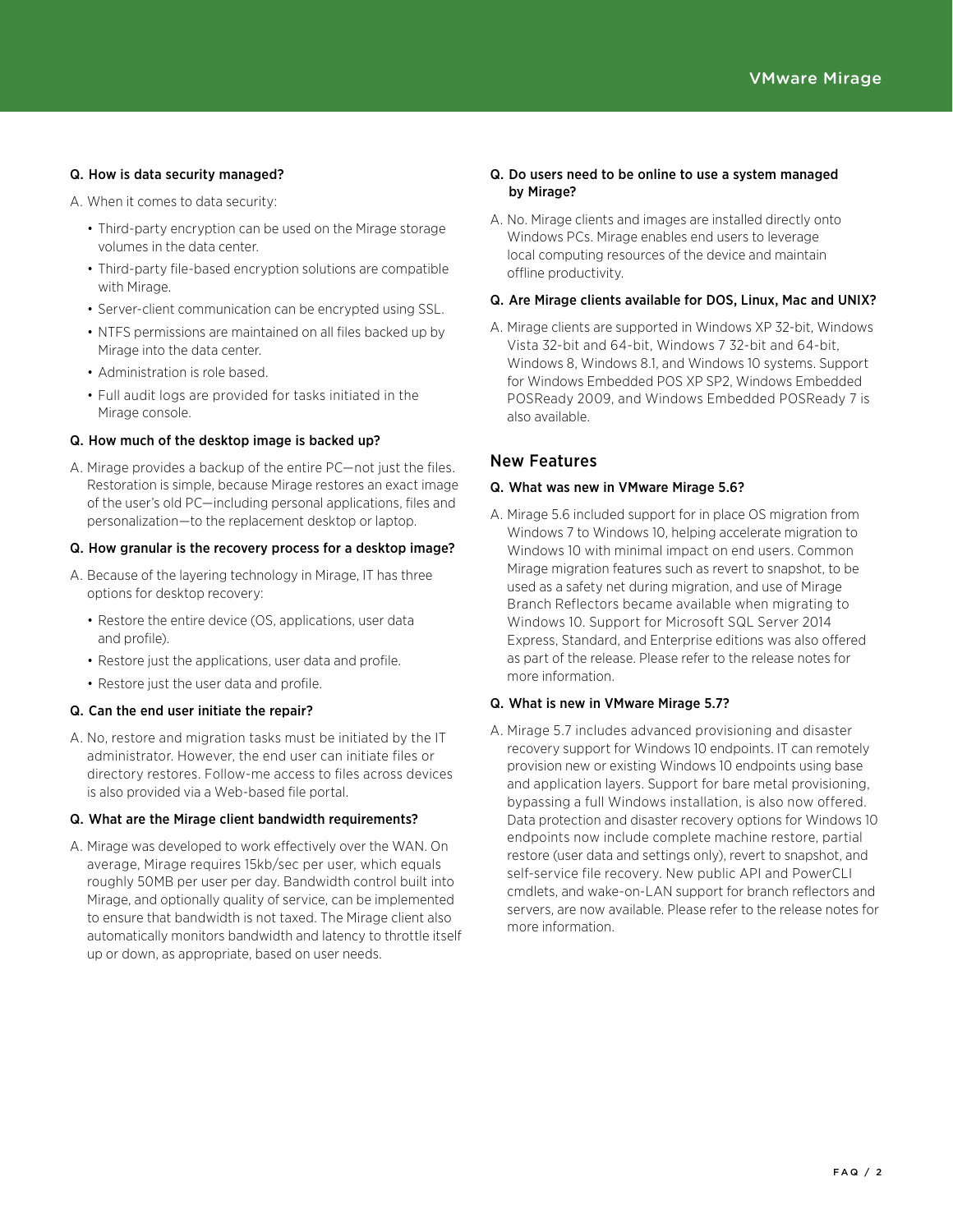**Q. How is data security managed?**

A. When it comes to data security:

- Third-party encryption can be used on the Mirage storage volumes in the data center.
- Third-party file-based encryption solutions are compatible with Mirage.
- Server-client communication can be encrypted using SSL.
- NTFS permissions are maintained on all files backed up by Mirage into the data center.
- Administration is role based.
- Full audit logs are provided for tasks initiated in the Mirage console.

**Q. How much of the desktop image is backed up?**

A. Mirage provides a backup of the entire PC—not just the files. Restoration is simple, because Mirage restores an exact image of the user's old PC—including personal applications, files and personalization—to the replacement desktop or laptop.

**Q. How granular is the recovery process for a desktop image?**

A. Because of the layering technology in Mirage, IT has three options for desktop recovery:

- Restore the entire device (OS, applications, user data and profile).
- Restore just the applications, user data and profile.
- Restore just the user data and profile.

**Q. Can the end user initiate the repair?**

A. No, restore and migration tasks must be initiated by the IT administrator. However, the end user can initiate files or directory restores. Follow-me access to files across devices is also provided via a Web-based file portal.

**Q. What are the Mirage client bandwidth requirements?**

A. Mirage was developed to work effectively over the WAN. On average, Mirage requires 15kb/sec per user, which equals roughly 50MB per user per day. Bandwidth control built into Mirage, and optionally quality of service, can be implemented to ensure that bandwidth is not taxed. The Mirage client also automatically monitors bandwidth and latency to throttle itself up or down, as appropriate, based on user needs.

**Q. Do users need to be online to use a system managed by Mirage?**

A. No. Mirage clients and images are installed directly onto Windows PCs. Mirage enables end users to leverage local computing resources of the device and maintain offline productivity.

**Q. Are Mirage clients available for DOS, Linux, Mac and UNIX?**

A. Mirage clients are supported in Windows XP 32-bit, Windows Vista 32-bit and 64-bit, Windows 7 32-bit and 64-bit, Windows 8, Windows 8.1, and Windows 10 systems. Support for Windows Embedded POS XP SP2, Windows Embedded POSReady 2009, and Windows Embedded POSReady 7 is also available.

## New Features

**Q. What was new in VMware Mirage 5.6?**

A. Mirage 5.6 included support for in place OS migration from Windows 7 to Windows 10, helping accelerate migration to Windows 10 with minimal impact on end users. Common Mirage migration features such as revert to snapshot, to be used as a safety net during migration, and use of Mirage Branch Reflectors became available when migrating to Windows 10. Support for Microsoft SQL Server 2014 Express, Standard, and Enterprise editions was also offered as part of the release. Please refer to the release notes for more information.

**Q. What is new in VMware Mirage 5.7?**

A. Mirage 5.7 includes advanced provisioning and disaster recovery support for Windows 10 endpoints. IT can remotely provision new or existing Windows 10 endpoints using base and application layers. Support for bare metal provisioning, bypassing a full Windows installation, is also now offered. Data protection and disaster recovery options for Windows 10 endpoints now include complete machine restore, partial restore (user data and settings only), revert to snapshot, and self-service file recovery. New public API and PowerCLI cmdlets, and wake-on-LAN support for branch reflectors and servers, are now available. Please refer to the release notes for more information.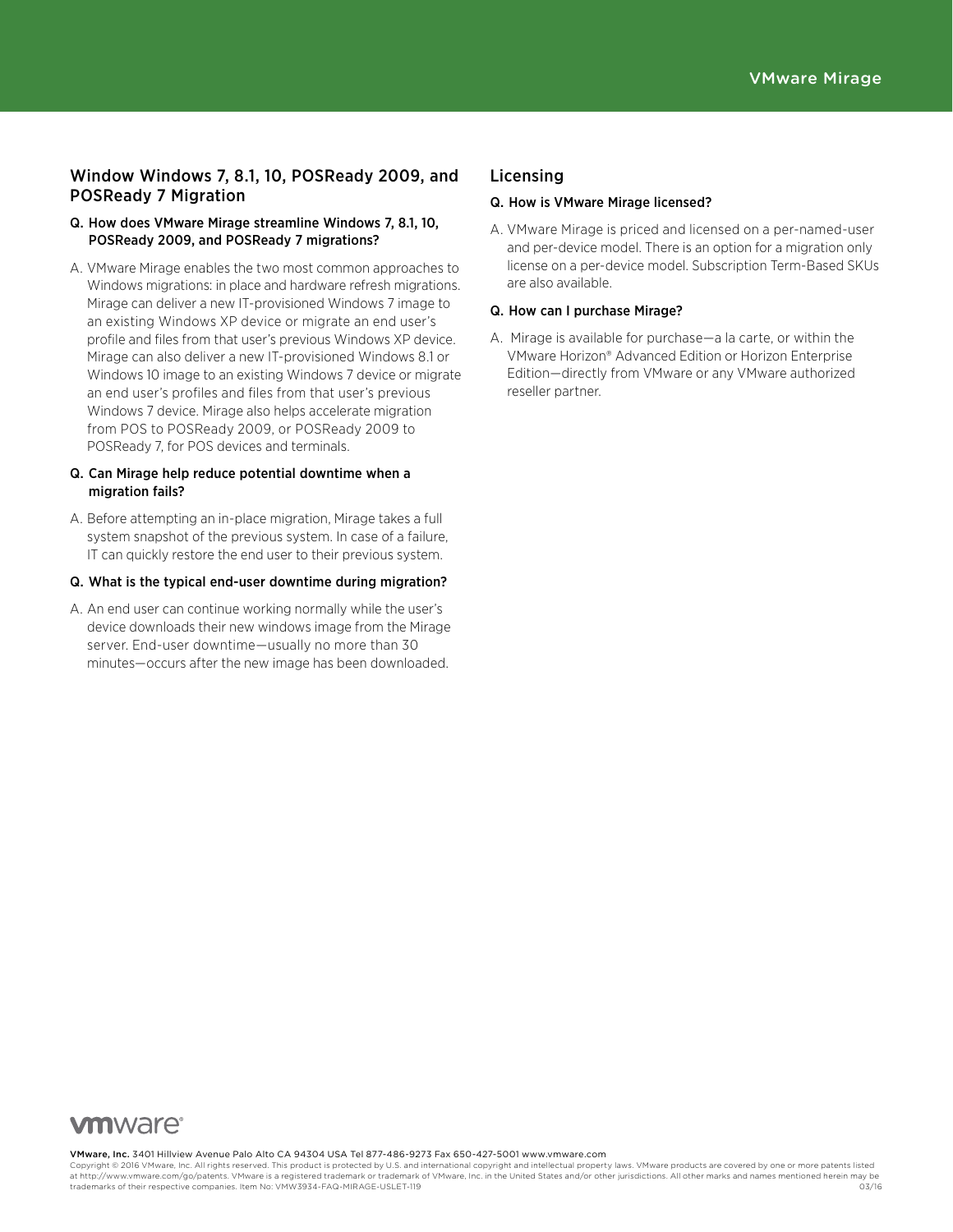## Window Windows 7, 8.1, 10, POSReady 2009, and POSReady 7 Migration

**Q. How does VMware Mirage streamline Windows 7, 8.1, 10, POSReady 2009, and POSReady 7 migrations?**

A. VMware Mirage enables the two most common approaches to Windows migrations: in place and hardware refresh migrations. Mirage can deliver a new IT-provisioned Windows 7 image to an existing Windows XP device or migrate an end user's profile and files from that user's previous Windows XP device. Mirage can also deliver a new IT-provisioned Windows 8.1 or Windows 10 image to an existing Windows 7 device or migrate an end user's profiles and files from that user's previous Windows 7 device. Mirage also helps accelerate migration from POS to POSReady 2009, or POSReady 2009 to POSReady 7, for POS devices and terminals.

**Q. Can Mirage help reduce potential downtime when a migration fails?**

A. Before attempting an in-place migration, Mirage takes a full system snapshot of the previous system. In case of a failure, IT can quickly restore the end user to their previous system.

**Q. What is the typical end-user downtime during migration?**

A. An end user can continue working normally while the user's device downloads their new windows image from the Mirage server. End-user downtime—usually no more than 30 minutes—occurs after the new image has been downloaded.

## Licensing

**Q. How is VMware Mirage licensed?**

A. VMware Mirage is priced and licensed on a per-named-user and per-device model. There is an option for a migration only license on a per-device model. Subscription Term-Based SKUs are also available.

**Q. How can I purchase Mirage?**

A. Mirage is available for purchase—a la carte, or within the VMware Horizon® Advanced Edition or Horizon Enterprise Edition—directly from VMware or any VMware authorized reseller partner.

**VMware, Inc.** 3401 Hillview Avenue Palo Alto CA 94304 USA Tel 877-486-9273 Fax 650-427-5001 www.vmware.com
Copyright © 2016 VMware, Inc. All rights reserved. This product is protected by U.S. and international copyright and intellectual property laws. VMware products are covered by one or more patents listed at http://www.vmware.com/go/patents. VMware is a registered trademark or trademark of VMware, Inc. in the United States and/or other jurisdictions. All other marks and names mentioned herein may be trademarks of their respective companies. Item No: VMW3934-FAQ-MIRAGE-USLET-119 03/16